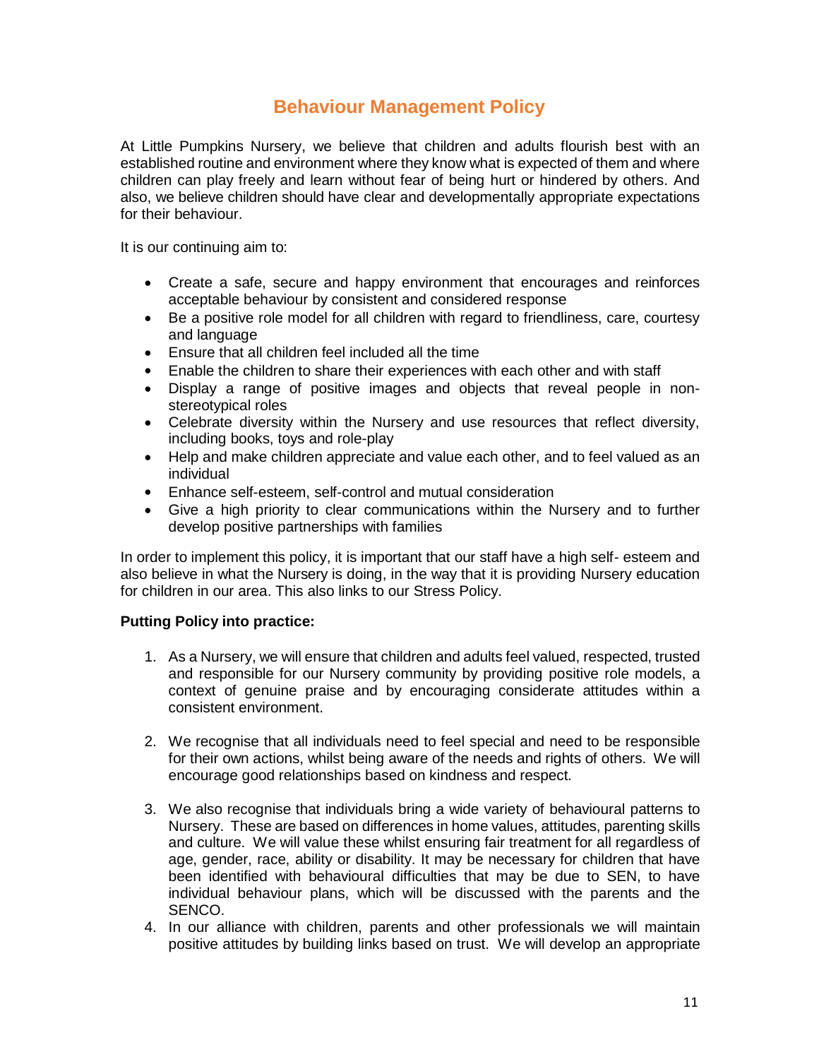# Behaviour Management Policy

At Little Pumpkins Nursery, we believe that children and adults flourish best with an established routine and environment where they know what is expected of them and where children can play freely and learn without fear of being hurt or hindered by others. And also, we believe children should have clear and developmentally appropriate expectations for their behaviour.

It is our continuing aim to:

- Create a safe, secure and happy environment that encourages and reinforces acceptable behaviour by consistent and considered response
- Be a positive role model for all children with regard to friendliness, care, courtesy and language
- Ensure that all children feel included all the time
- Enable the children to share their experiences with each other and with staff
- Display a range of positive images and objects that reveal people in non-stereotypical roles
- Celebrate diversity within the Nursery and use resources that reflect diversity, including books, toys and role-play
- Help and make children appreciate and value each other, and to feel valued as an individual
- Enhance self-esteem, self-control and mutual consideration
- Give a high priority to clear communications within the Nursery and to further develop positive partnerships with families

In order to implement this policy, it is important that our staff have a high self- esteem and also believe in what the Nursery is doing, in the way that it is providing Nursery education for children in our area. This also links to our Stress Policy.

**Putting Policy into practice:**

1. As a Nursery, we will ensure that children and adults feel valued, respected, trusted and responsible for our Nursery community by providing positive role models, a context of genuine praise and by encouraging considerate attitudes within a consistent environment.

2. We recognise that all individuals need to feel special and need to be responsible for their own actions, whilst being aware of the needs and rights of others. We will encourage good relationships based on kindness and respect.

3. We also recognise that individuals bring a wide variety of behavioural patterns to Nursery. These are based on differences in home values, attitudes, parenting skills and culture. We will value these whilst ensuring fair treatment for all regardless of age, gender, race, ability or disability. It may be necessary for children that have been identified with behavioural difficulties that may be due to SEN, to have individual behaviour plans, which will be discussed with the parents and the SENCO.
4. In our alliance with children, parents and other professionals we will maintain positive attitudes by building links based on trust. We will develop an appropriate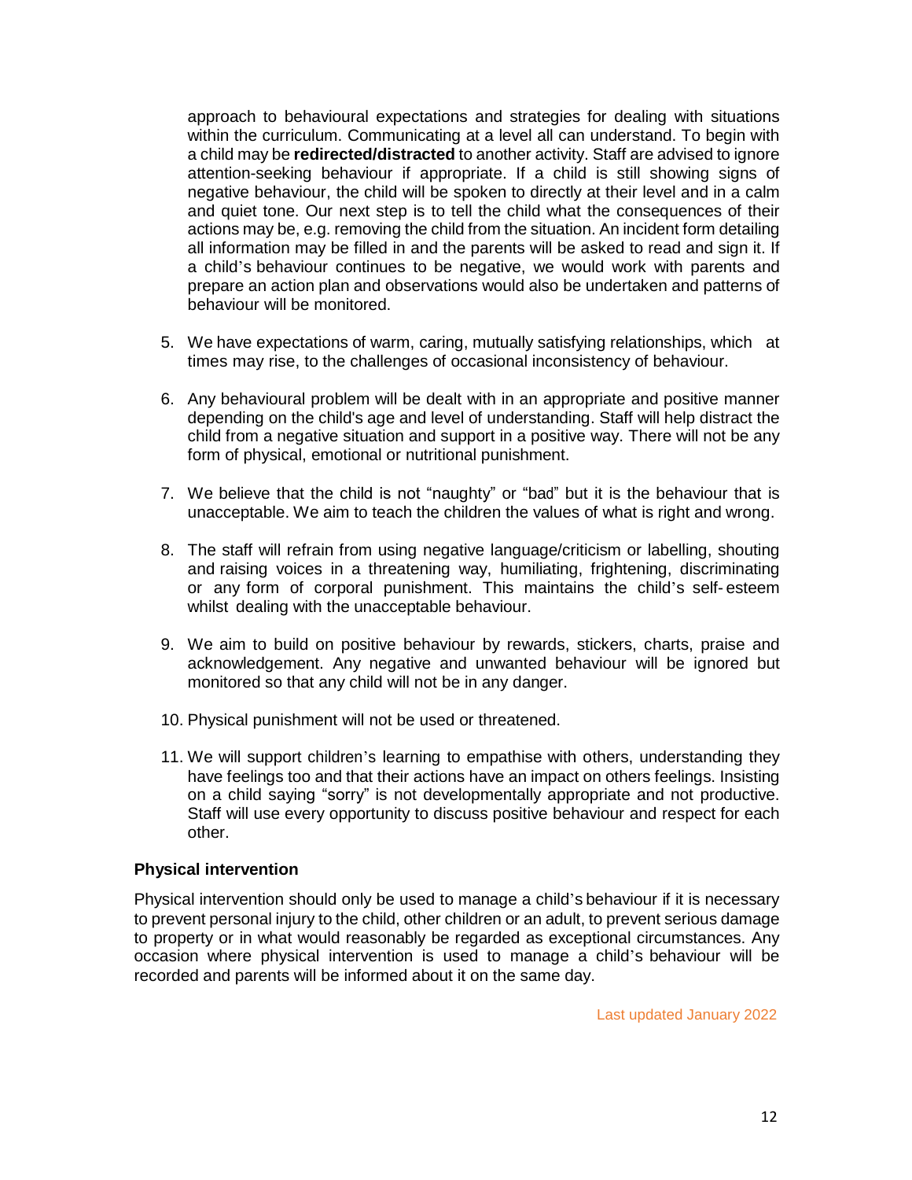approach to behavioural expectations and strategies for dealing with situations within the curriculum. Communicating at a level all can understand. To begin with a child may be **redirected/distracted** to another activity. Staff are advised to ignore attention-seeking behaviour if appropriate. If a child is still showing signs of negative behaviour, the child will be spoken to directly at their level and in a calm and quiet tone. Our next step is to tell the child what the consequences of their actions may be, e.g. removing the child from the situation. An incident form detailing all information may be filled in and the parents will be asked to read and sign it. If a child's behaviour continues to be negative, we would work with parents and prepare an action plan and observations would also be undertaken and patterns of behaviour will be monitored.

5. We have expectations of warm, caring, mutually satisfying relationships, which at times may rise, to the challenges of occasional inconsistency of behaviour.

6. Any behavioural problem will be dealt with in an appropriate and positive manner depending on the child's age and level of understanding. Staff will help distract the child from a negative situation and support in a positive way. There will not be any form of physical, emotional or nutritional punishment.

7. We believe that the child is not "naughty" or "bad" but it is the behaviour that is unacceptable. We aim to teach the children the values of what is right and wrong.

8. The staff will refrain from using negative language/criticism or labelling, shouting and raising voices in a threatening way, humiliating, frightening, discriminating or any form of corporal punishment. This maintains the child's self- esteem whilst dealing with the unacceptable behaviour.

9. We aim to build on positive behaviour by rewards, stickers, charts, praise and acknowledgement. Any negative and unwanted behaviour will be ignored but monitored so that any child will not be in any danger.

10. Physical punishment will not be used or threatened.

11. We will support children's learning to empathise with others, understanding they have feelings too and that their actions have an impact on others feelings. Insisting on a child saying "sorry" is not developmentally appropriate and not productive. Staff will use every opportunity to discuss positive behaviour and respect for each other.

### Physical intervention

Physical intervention should only be used to manage a child's behaviour if it is necessary to prevent personal injury to the child, other children or an adult, to prevent serious damage to property or in what would reasonably be regarded as exceptional circumstances. Any occasion where physical intervention is used to manage a child's behaviour will be recorded and parents will be informed about it on the same day.

Last updated January 2022